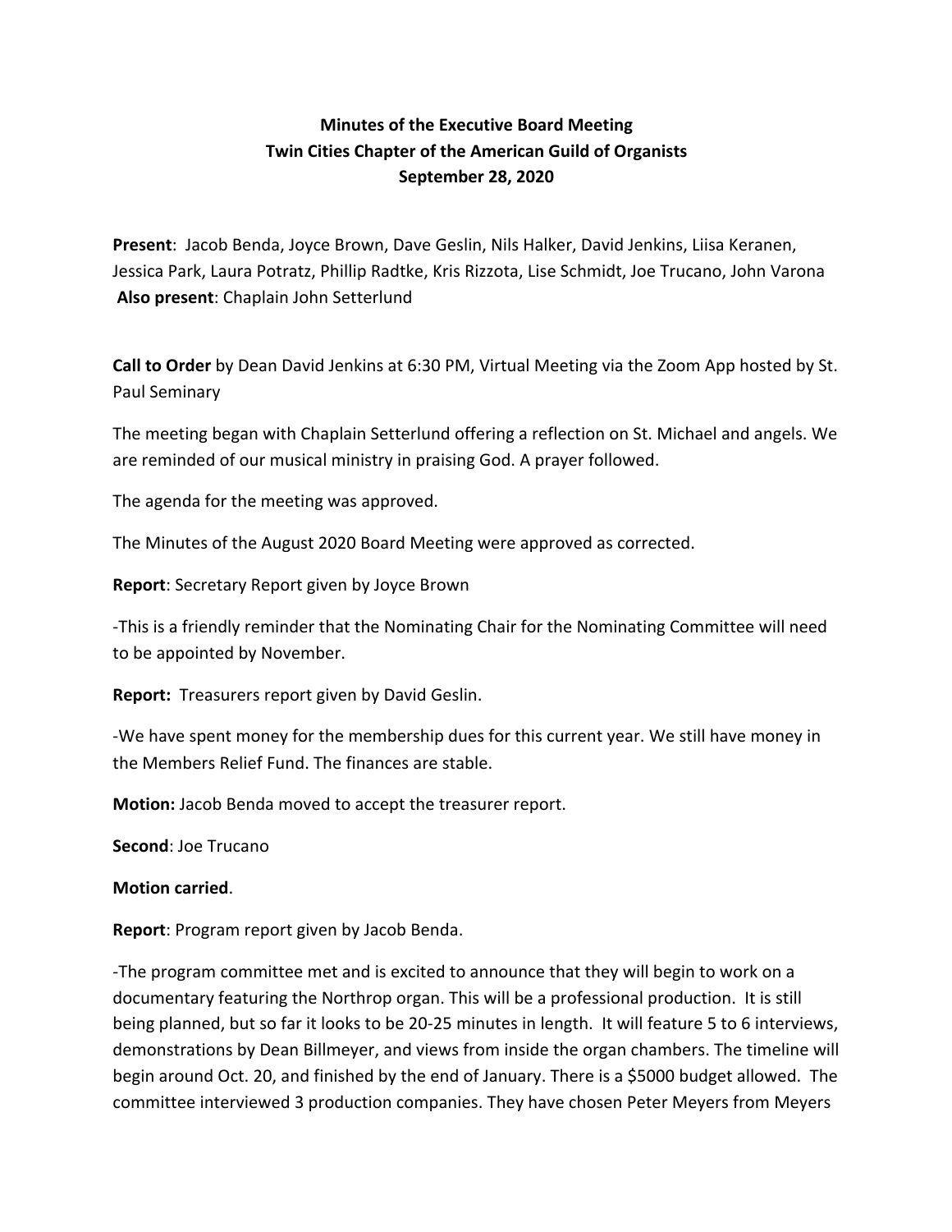**Minutes of the Executive Board Meeting**
**Twin Cities Chapter of the American Guild of Organists**
**September 28, 2020**

**Present**: Jacob Benda, Joyce Brown, Dave Geslin, Nils Halker, David Jenkins, Liisa Keranen, Jessica Park, Laura Potratz, Phillip Radtke, Kris Rizzota, Lise Schmidt, Joe Trucano, John Varona
**Also present**: Chaplain John Setterlund

**Call to Order** by Dean David Jenkins at 6:30 PM, Virtual Meeting via the Zoom App hosted by St. Paul Seminary

The meeting began with Chaplain Setterlund offering a reflection on St. Michael and angels. We are reminded of our musical ministry in praising God. A prayer followed.

The agenda for the meeting was approved.

The Minutes of the August 2020 Board Meeting were approved as corrected.

**Report**: Secretary Report given by Joyce Brown

-This is a friendly reminder that the Nominating Chair for the Nominating Committee will need to be appointed by November.

**Report:** Treasurers report given by David Geslin.

-We have spent money for the membership dues for this current year. We still have money in the Members Relief Fund. The finances are stable.

**Motion:** Jacob Benda moved to accept the treasurer report.

**Second**: Joe Trucano

**Motion carried**.

**Report**: Program report given by Jacob Benda.

-The program committee met and is excited to announce that they will begin to work on a documentary featuring the Northrop organ. This will be a professional production. It is still being planned, but so far it looks to be 20-25 minutes in length. It will feature 5 to 6 interviews, demonstrations by Dean Billmeyer, and views from inside the organ chambers. The timeline will begin around Oct. 20, and finished by the end of January. There is a $5000 budget allowed. The committee interviewed 3 production companies. They have chosen Peter Meyers from Meyers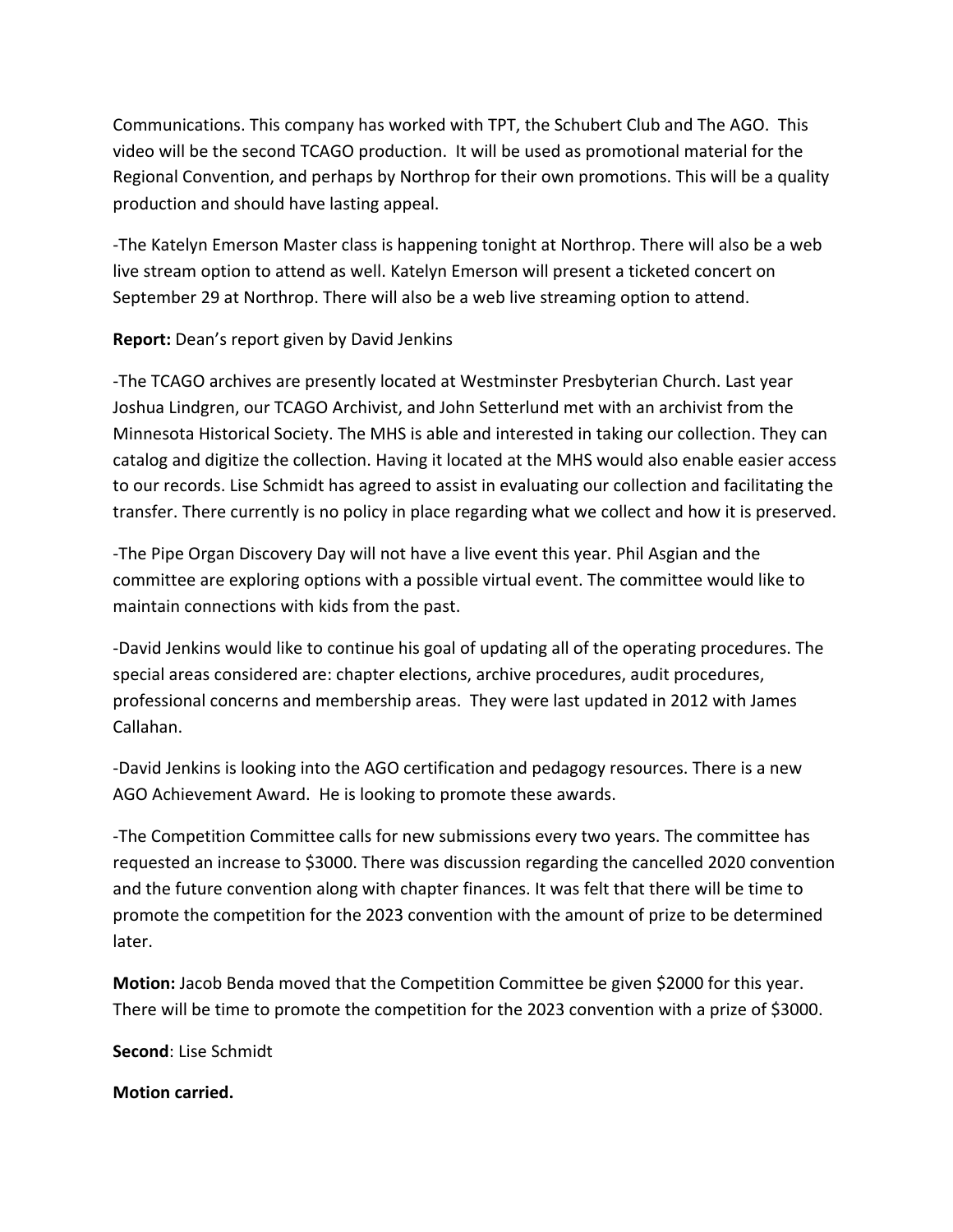Communications. This company has worked with TPT, the Schubert Club and The AGO. This video will be the second TCAGO production. It will be used as promotional material for the Regional Convention, and perhaps by Northrop for their own promotions. This will be a quality production and should have lasting appeal.

-The Katelyn Emerson Master class is happening tonight at Northrop. There will also be a web live stream option to attend as well. Katelyn Emerson will present a ticketed concert on September 29 at Northrop. There will also be a web live streaming option to attend.

**Report:** Dean's report given by David Jenkins

-The TCAGO archives are presently located at Westminster Presbyterian Church. Last year Joshua Lindgren, our TCAGO Archivist, and John Setterlund met with an archivist from the Minnesota Historical Society. The MHS is able and interested in taking our collection. They can catalog and digitize the collection. Having it located at the MHS would also enable easier access to our records. Lise Schmidt has agreed to assist in evaluating our collection and facilitating the transfer. There currently is no policy in place regarding what we collect and how it is preserved.

-The Pipe Organ Discovery Day will not have a live event this year. Phil Asgian and the committee are exploring options with a possible virtual event. The committee would like to maintain connections with kids from the past.

-David Jenkins would like to continue his goal of updating all of the operating procedures. The special areas considered are: chapter elections, archive procedures, audit procedures, professional concerns and membership areas. They were last updated in 2012 with James Callahan.

-David Jenkins is looking into the AGO certification and pedagogy resources. There is a new AGO Achievement Award. He is looking to promote these awards.

-The Competition Committee calls for new submissions every two years. The committee has requested an increase to $3000. There was discussion regarding the cancelled 2020 convention and the future convention along with chapter finances. It was felt that there will be time to promote the competition for the 2023 convention with the amount of prize to be determined later.

**Motion:** Jacob Benda moved that the Competition Committee be given $2000 for this year. There will be time to promote the competition for the 2023 convention with a prize of $3000.

**Second**: Lise Schmidt

**Motion carried.**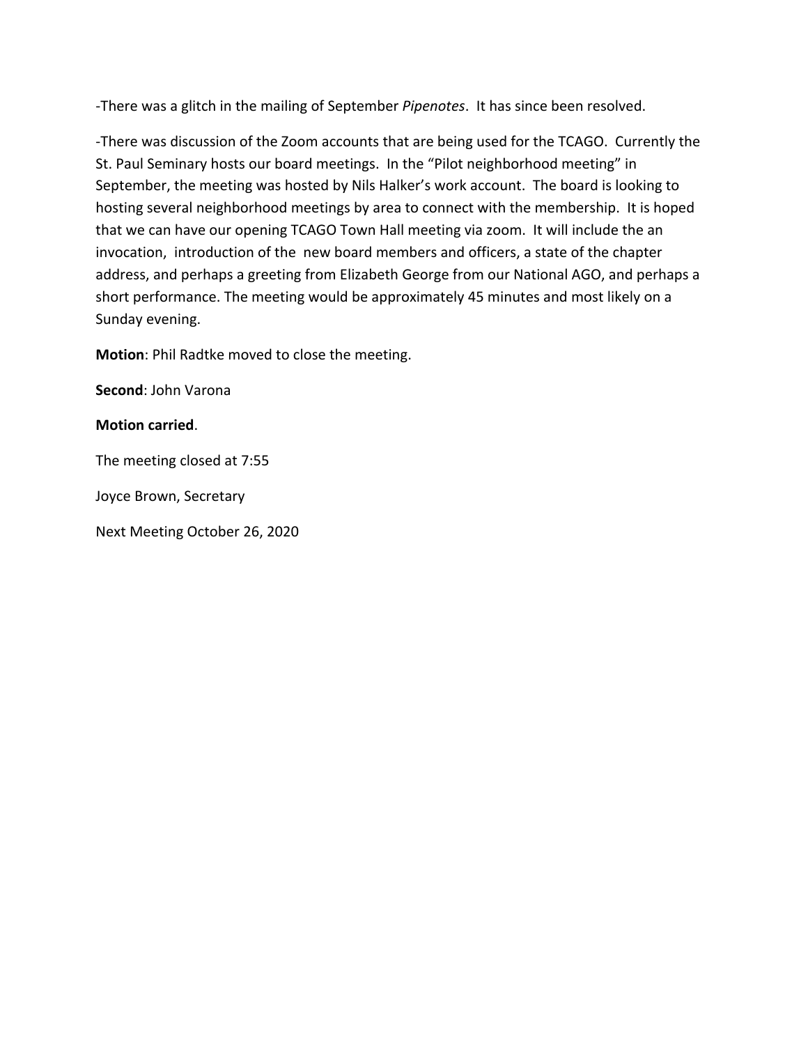-There was a glitch in the mailing of September *Pipenotes*. It has since been resolved.

-There was discussion of the Zoom accounts that are being used for the TCAGO. Currently the St. Paul Seminary hosts our board meetings. In the "Pilot neighborhood meeting" in September, the meeting was hosted by Nils Halker's work account. The board is looking to hosting several neighborhood meetings by area to connect with the membership. It is hoped that we can have our opening TCAGO Town Hall meeting via zoom. It will include the an invocation, introduction of the new board members and officers, a state of the chapter address, and perhaps a greeting from Elizabeth George from our National AGO, and perhaps a short performance. The meeting would be approximately 45 minutes and most likely on a Sunday evening.

**Motion**: Phil Radtke moved to close the meeting.

**Second**: John Varona

**Motion carried**.

The meeting closed at 7:55

Joyce Brown, Secretary

Next Meeting October 26, 2020